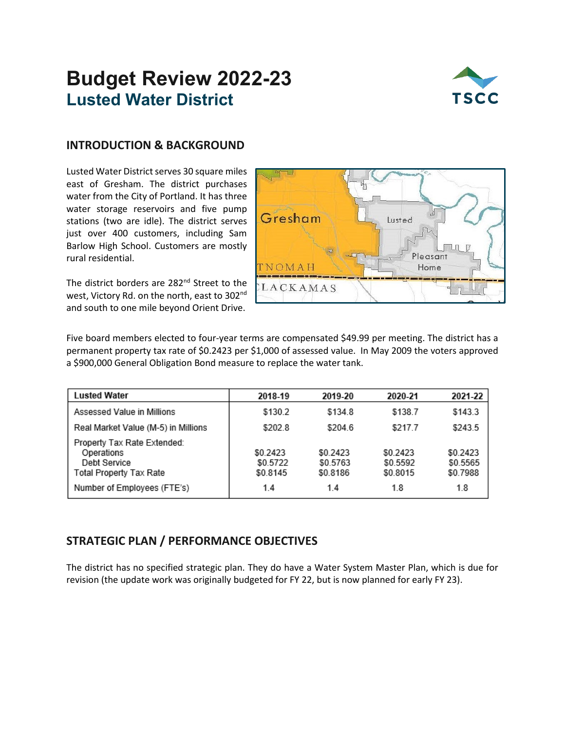# Budget Review 2022-23
## Lusted Water District

## INTRODUCTION & BACKGROUND

Lusted Water District serves 30 square miles east of Gresham. The district purchases water from the City of Portland. It has three water storage reservoirs and five pump stations (two are idle). The district serves just over 400 customers, including Sam Barlow High School. Customers are mostly rural residential.

The district borders are 282nd Street to the west, Victory Rd. on the north, east to 302nd and south to one mile beyond Orient Drive.

Five board members elected to four-year terms are compensated $49.99 per meeting. The district has a permanent property tax rate of $0.2423 per $1,000 of assessed value. In May 2009 the voters approved a $900,000 General Obligation Bond measure to replace the water tank.

| Lusted Water | 2018-19 | 2019-20 | 2020-21 | 2021-22 |
|---|---|---|---|---|
| Assessed Value in Millions | $130.2 | $134.8 | $138.7 | $143.3 |
| Real Market Value (M-5) in Millions | $202.8 | $204.6 | $217.7 | $243.5 |
| Property Tax Rate Extended: | | | | |
| Operations | $0.2423 | $0.2423 | $0.2423 | $0.2423 |
| Debt Service | $0.5722 | $0.5763 | $0.5592 | $0.5565 |
| Total Property Tax Rate | $0.8145 | $0.8186 | $0.8015 | $0.7988 |
| Number of Employees (FTE's) | 1.4 | 1.4 | 1.8 | 1.8 |

## STRATEGIC PLAN / PERFORMANCE OBJECTIVES

The district has no specified strategic plan. They do have a Water System Master Plan, which is due for revision (the update work was originally budgeted for FY 22, but is now planned for early FY 23).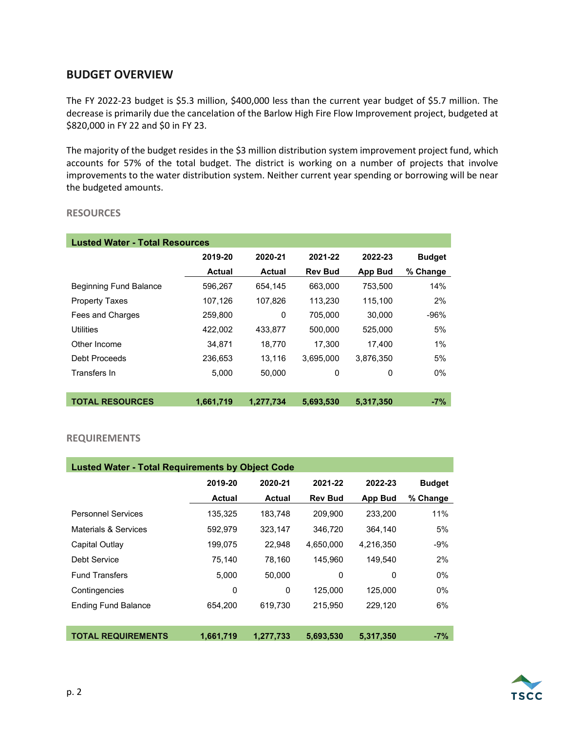## BUDGET OVERVIEW

The FY 2022-23 budget is $5.3 million, $400,000 less than the current year budget of $5.7 million. The decrease is primarily due the cancelation of the Barlow High Fire Flow Improvement project, budgeted at $820,000 in FY 22 and $0 in FY 23.

The majority of the budget resides in the $3 million distribution system improvement project fund, which accounts for 57% of the total budget. The district is working on a number of projects that involve improvements to the water distribution system. Neither current year spending or borrowing will be near the budgeted amounts.

### RESOURCES

| Lusted Water - Total Resources | | | | | |
|---|---|---|---|---|---|
| | 2019-20 | 2020-21 | 2021-22 | 2022-23 | Budget |
| | Actual | Actual | Rev Bud | App Bud | % Change |
| Beginning Fund Balance | 596,267 | 654,145 | 663,000 | 753,500 | 14% |
| Property Taxes | 107,126 | 107,826 | 113,230 | 115,100 | 2% |
| Fees and Charges | 259,800 | 0 | 705,000 | 30,000 | -96% |
| Utilities | 422,002 | 433,877 | 500,000 | 525,000 | 5% |
| Other Income | 34,871 | 18,770 | 17,300 | 17,400 | 1% |
| Debt Proceeds | 236,653 | 13,116 | 3,695,000 | 3,876,350 | 5% |
| Transfers In | 5,000 | 50,000 | 0 | 0 | 0% |
| **TOTAL RESOURCES** | **1,661,719** | **1,277,734** | **5,693,530** | **5,317,350** | **-7%** |

### REQUIREMENTS

| Lusted Water - Total Requirements by Object Code | | | | | |
|---|---|---|---|---|---|
| | 2019-20 | 2020-21 | 2021-22 | 2022-23 | Budget |
| | Actual | Actual | Rev Bud | App Bud | % Change |
| Personnel Services | 135,325 | 183,748 | 209,900 | 233,200 | 11% |
| Materials & Services | 592,979 | 323,147 | 346,720 | 364,140 | 5% |
| Capital Outlay | 199,075 | 22,948 | 4,650,000 | 4,216,350 | -9% |
| Debt Service | 75,140 | 78,160 | 145,960 | 149,540 | 2% |
| Fund Transfers | 5,000 | 50,000 | 0 | 0 | 0% |
| Contingencies | 0 | 0 | 125,000 | 125,000 | 0% |
| Ending Fund Balance | 654,200 | 619,730 | 215,950 | 229,120 | 6% |
| **TOTAL REQUIREMENTS** | **1,661,719** | **1,277,733** | **5,693,530** | **5,317,350** | **-7%** |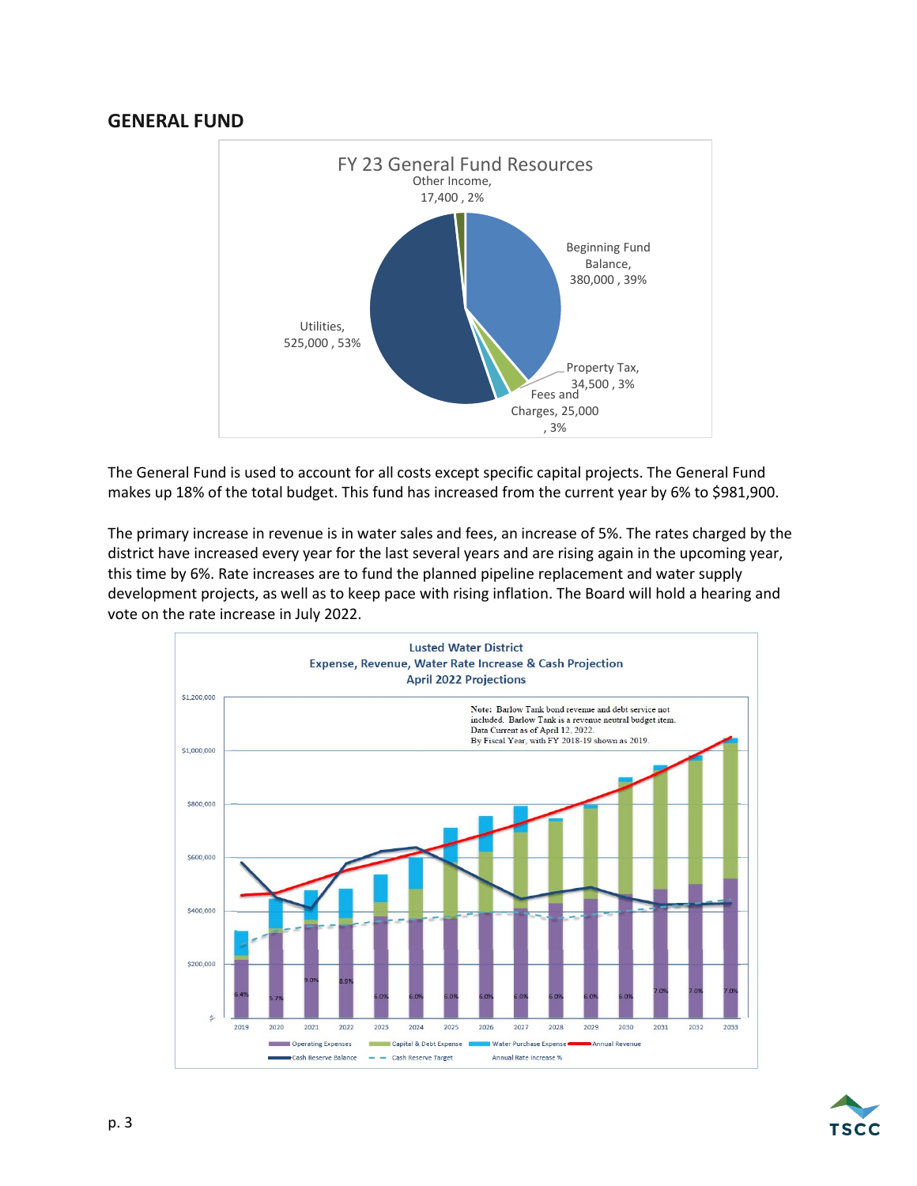## GENERAL FUND

The General Fund is used to account for all costs except specific capital projects. The General Fund makes up 18% of the total budget. This fund has increased from the current year by 6% to $981,900.

The primary increase in revenue is in water sales and fees, an increase of 5%. The rates charged by the district have increased every year for the last several years and are rising again in the upcoming year, this time by 6%. Rate increases are to fund the planned pipeline replacement and water supply development projects, as well as to keep pace with rising inflation. The Board will hold a hearing and vote on the rate increase in July 2022.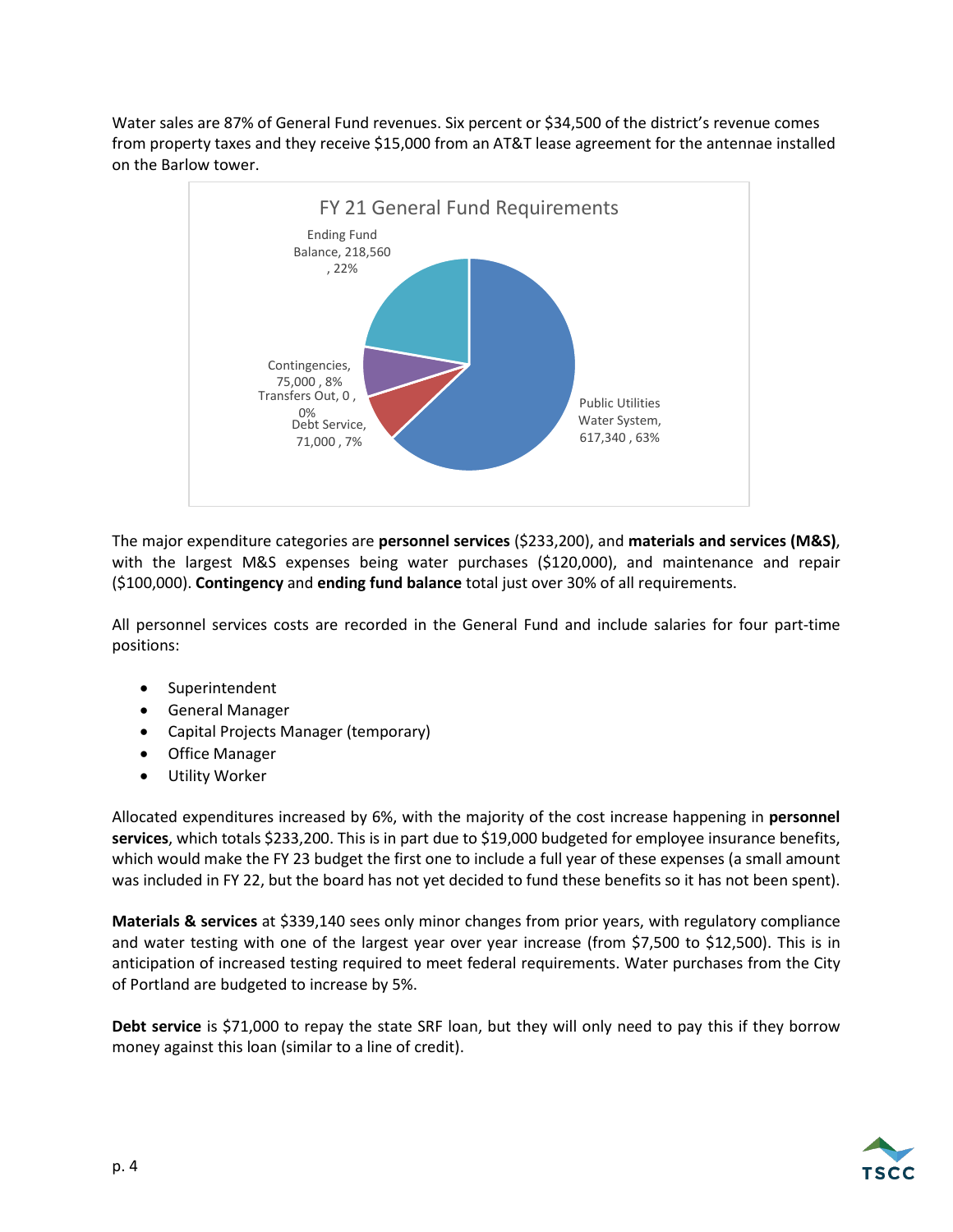Water sales are 87% of General Fund revenues. Six percent or $34,500 of the district's revenue comes from property taxes and they receive $15,000 from an AT&T lease agreement for the antennae installed on the Barlow tower.

FY 21 General Fund Requirements

Ending Fund Balance, 218,560 , 22%

Contingencies, 75,000 , 8%

Transfers Out, 0 , 0%

Debt Service, 71,000 , 7%

Public Utilities Water System, 617,340 , 63%

The major expenditure categories are **personnel services** ($233,200), and **materials and services (M&S)**, with the largest M&S expenses being water purchases ($120,000), and maintenance and repair ($100,000). **Contingency** and **ending fund balance** total just over 30% of all requirements.

All personnel services costs are recorded in the General Fund and include salaries for four part-time positions:

- Superintendent
- General Manager
- Capital Projects Manager (temporary)
- Office Manager
- Utility Worker

Allocated expenditures increased by 6%, with the majority of the cost increase happening in **personnel services**, which totals $233,200. This is in part due to $19,000 budgeted for employee insurance benefits, which would make the FY 23 budget the first one to include a full year of these expenses (a small amount was included in FY 22, but the board has not yet decided to fund these benefits so it has not been spent).

**Materials & services** at $339,140 sees only minor changes from prior years, with regulatory compliance and water testing with one of the largest year over year increase (from $7,500 to $12,500). This is in anticipation of increased testing required to meet federal requirements. Water purchases from the City of Portland are budgeted to increase by 5%.

**Debt service** is $71,000 to repay the state SRF loan, but they will only need to pay this if they borrow money against this loan (similar to a line of credit).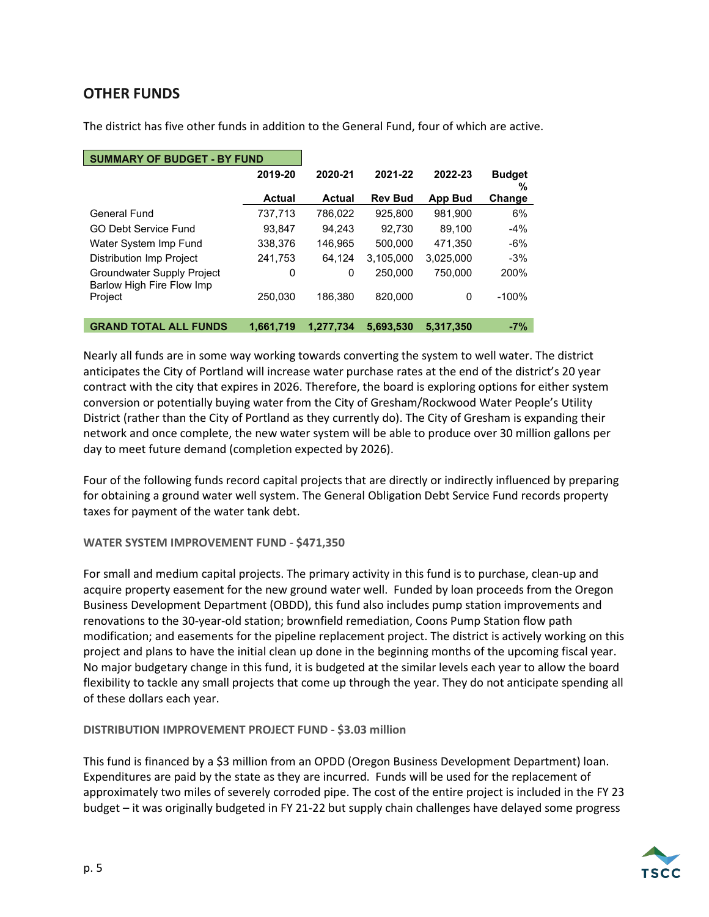## OTHER FUNDS

The district has five other funds in addition to the General Fund, four of which are active.

| SUMMARY OF BUDGET - BY FUND | 2019-20 | 2020-21 | 2021-22 | 2022-23 | Budget % |
|---|---|---|---|---|---|
| | Actual | Actual | Rev Bud | App Bud | Change |
| General Fund | 737,713 | 786,022 | 925,800 | 981,900 | 6% |
| GO Debt Service Fund | 93,847 | 94,243 | 92,730 | 89,100 | -4% |
| Water System Imp Fund | 338,376 | 146,965 | 500,000 | 471,350 | -6% |
| Distribution Imp Project | 241,753 | 64,124 | 3,105,000 | 3,025,000 | -3% |
| Groundwater Supply Project | 0 | 0 | 250,000 | 750,000 | 200% |
| Barlow High Fire Flow Imp Project | 250,030 | 186,380 | 820,000 | 0 | -100% |
| **GRAND TOTAL ALL FUNDS** | **1,661,719** | **1,277,734** | **5,693,530** | **5,317,350** | **-7%** |

Nearly all funds are in some way working towards converting the system to well water. The district anticipates the City of Portland will increase water purchase rates at the end of the district's 20 year contract with the city that expires in 2026. Therefore, the board is exploring options for either system conversion or potentially buying water from the City of Gresham/Rockwood Water People's Utility District (rather than the City of Portland as they currently do). The City of Gresham is expanding their network and once complete, the new water system will be able to produce over 30 million gallons per day to meet future demand (completion expected by 2026).

Four of the following funds record capital projects that are directly or indirectly influenced by preparing for obtaining a ground water well system. The General Obligation Debt Service Fund records property taxes for payment of the water tank debt.

#### WATER SYSTEM IMPROVEMENT FUND - $471,350

For small and medium capital projects. The primary activity in this fund is to purchase, clean-up and acquire property easement for the new ground water well. Funded by loan proceeds from the Oregon Business Development Department (OBDD), this fund also includes pump station improvements and renovations to the 30-year-old station; brownfield remediation, Coons Pump Station flow path modification; and easements for the pipeline replacement project. The district is actively working on this project and plans to have the initial clean up done in the beginning months of the upcoming fiscal year. No major budgetary change in this fund, it is budgeted at the similar levels each year to allow the board flexibility to tackle any small projects that come up through the year. They do not anticipate spending all of these dollars each year.

#### DISTRIBUTION IMPROVEMENT PROJECT FUND - $3.03 million

This fund is financed by a $3 million from an OPDD (Oregon Business Development Department) loan. Expenditures are paid by the state as they are incurred. Funds will be used for the replacement of approximately two miles of severely corroded pipe. The cost of the entire project is included in the FY 23 budget – it was originally budgeted in FY 21-22 but supply chain challenges have delayed some progress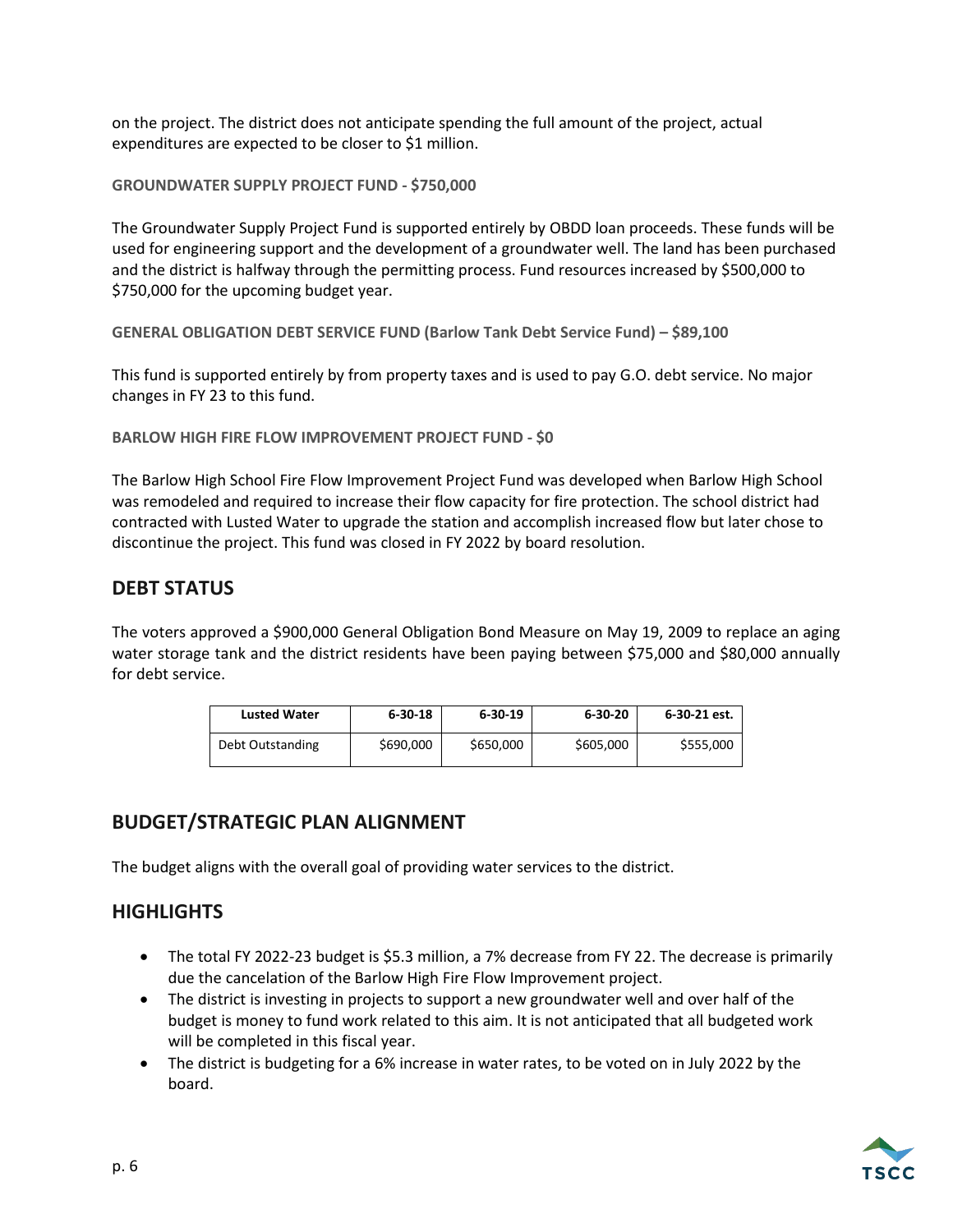on the project. The district does not anticipate spending the full amount of the project, actual expenditures are expected to be closer to $1 million.

### GROUNDWATER SUPPLY PROJECT FUND - $750,000

The Groundwater Supply Project Fund is supported entirely by OBDD loan proceeds. These funds will be used for engineering support and the development of a groundwater well. The land has been purchased and the district is halfway through the permitting process. Fund resources increased by $500,000 to $750,000 for the upcoming budget year.

### GENERAL OBLIGATION DEBT SERVICE FUND (Barlow Tank Debt Service Fund) – $89,100

This fund is supported entirely by from property taxes and is used to pay G.O. debt service. No major changes in FY 23 to this fund.

### BARLOW HIGH FIRE FLOW IMPROVEMENT PROJECT FUND - $0

The Barlow High School Fire Flow Improvement Project Fund was developed when Barlow High School was remodeled and required to increase their flow capacity for fire protection. The school district had contracted with Lusted Water to upgrade the station and accomplish increased flow but later chose to discontinue the project. This fund was closed in FY 2022 by board resolution.

## DEBT STATUS

The voters approved a $900,000 General Obligation Bond Measure on May 19, 2009 to replace an aging water storage tank and the district residents have been paying between $75,000 and $80,000 annually for debt service.

| Lusted Water | 6-30-18 | 6-30-19 | 6-30-20 | 6-30-21 est. |
|---|---|---|---|---|
| Debt Outstanding | $690,000 | $650,000 | $605,000 | $555,000 |

## BUDGET/STRATEGIC PLAN ALIGNMENT

The budget aligns with the overall goal of providing water services to the district.

## HIGHLIGHTS

- The total FY 2022-23 budget is $5.3 million, a 7% decrease from FY 22. The decrease is primarily due the cancelation of the Barlow High Fire Flow Improvement project.
- The district is investing in projects to support a new groundwater well and over half of the budget is money to fund work related to this aim. It is not anticipated that all budgeted work will be completed in this fiscal year.
- The district is budgeting for a 6% increase in water rates, to be voted on in July 2022 by the board.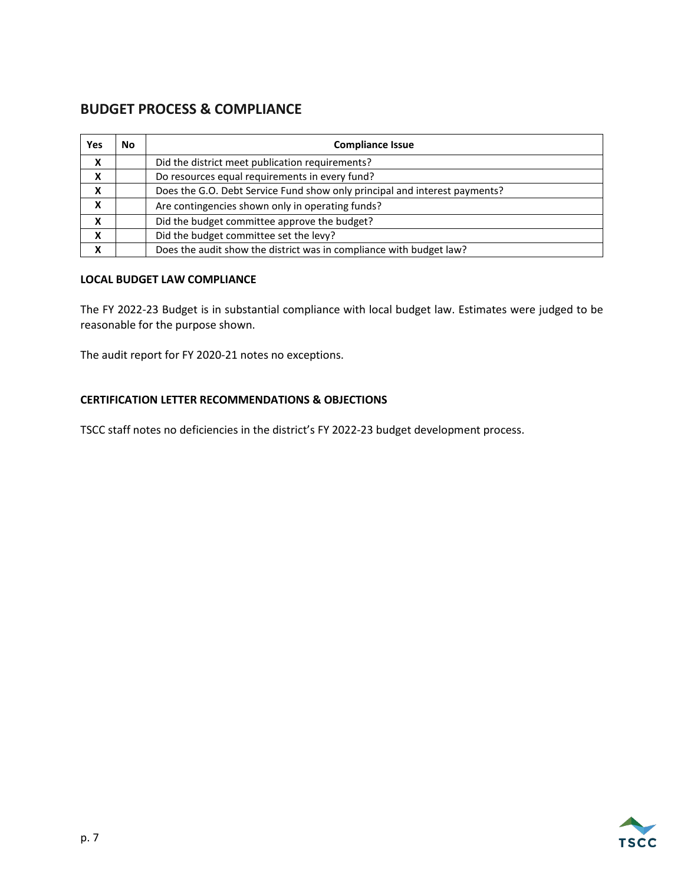## BUDGET PROCESS & COMPLIANCE

| Yes | No | Compliance Issue |
|---|---|---|
| X | | Did the district meet publication requirements? |
| X | | Do resources equal requirements in every fund? |
| X | | Does the G.O. Debt Service Fund show only principal and interest payments? |
| X | | Are contingencies shown only in operating funds? |
| X | | Did the budget committee approve the budget? |
| X | | Did the budget committee set the levy? |
| X | | Does the audit show the district was in compliance with budget law? |

### LOCAL BUDGET LAW COMPLIANCE

The FY 2022-23 Budget is in substantial compliance with local budget law. Estimates were judged to be reasonable for the purpose shown.

The audit report for FY 2020-21 notes no exceptions.

### CERTIFICATION LETTER RECOMMENDATIONS & OBJECTIONS

TSCC staff notes no deficiencies in the district's FY 2022-23 budget development process.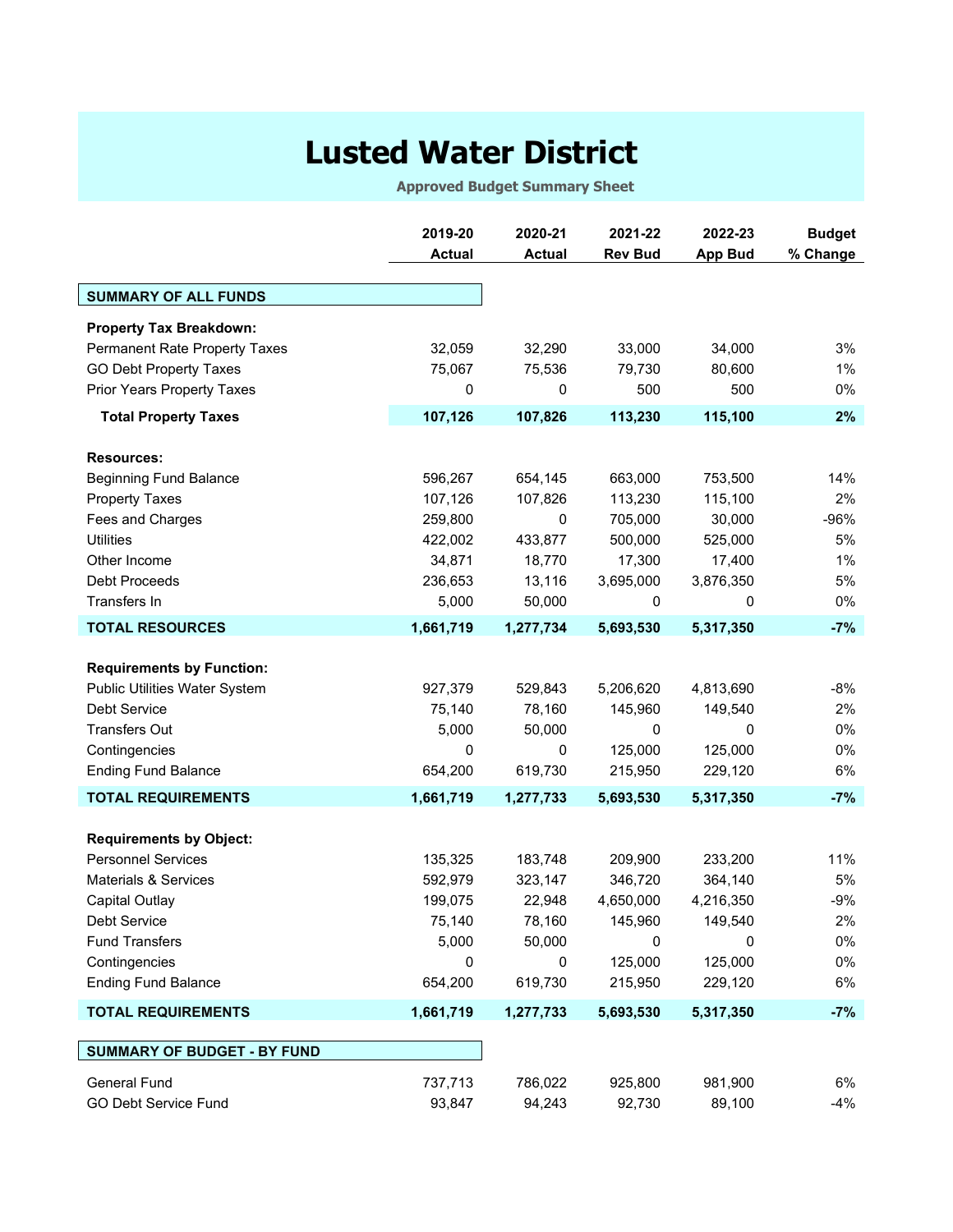# Lusted Water District

**Approved Budget Summary Sheet**

| | 2019-20 Actual | 2020-21 Actual | 2021-22 Rev Bud | 2022-23 App Bud | Budget % Change |
|---|---|---|---|---|---|
| **SUMMARY OF ALL FUNDS** | | | | | |
| **Property Tax Breakdown:** | | | | | |
| Permanent Rate Property Taxes | 32,059 | 32,290 | 33,000 | 34,000 | 3% |
| GO Debt Property Taxes | 75,067 | 75,536 | 79,730 | 80,600 | 1% |
| Prior Years Property Taxes | 0 | 0 | 500 | 500 | 0% |
| **Total Property Taxes** | **107,126** | **107,826** | **113,230** | **115,100** | **2%** |
| **Resources:** | | | | | |
| Beginning Fund Balance | 596,267 | 654,145 | 663,000 | 753,500 | 14% |
| Property Taxes | 107,126 | 107,826 | 113,230 | 115,100 | 2% |
| Fees and Charges | 259,800 | 0 | 705,000 | 30,000 | -96% |
| Utilities | 422,002 | 433,877 | 500,000 | 525,000 | 5% |
| Other Income | 34,871 | 18,770 | 17,300 | 17,400 | 1% |
| Debt Proceeds | 236,653 | 13,116 | 3,695,000 | 3,876,350 | 5% |
| Transfers In | 5,000 | 50,000 | 0 | 0 | 0% |
| **TOTAL RESOURCES** | **1,661,719** | **1,277,734** | **5,693,530** | **5,317,350** | **-7%** |
| **Requirements by Function:** | | | | | |
| Public Utilities Water System | 927,379 | 529,843 | 5,206,620 | 4,813,690 | -8% |
| Debt Service | 75,140 | 78,160 | 145,960 | 149,540 | 2% |
| Transfers Out | 5,000 | 50,000 | 0 | 0 | 0% |
| Contingencies | 0 | 0 | 125,000 | 125,000 | 0% |
| Ending Fund Balance | 654,200 | 619,730 | 215,950 | 229,120 | 6% |
| **TOTAL REQUIREMENTS** | **1,661,719** | **1,277,733** | **5,693,530** | **5,317,350** | **-7%** |
| **Requirements by Object:** | | | | | |
| Personnel Services | 135,325 | 183,748 | 209,900 | 233,200 | 11% |
| Materials & Services | 592,979 | 323,147 | 346,720 | 364,140 | 5% |
| Capital Outlay | 199,075 | 22,948 | 4,650,000 | 4,216,350 | -9% |
| Debt Service | 75,140 | 78,160 | 145,960 | 149,540 | 2% |
| Fund Transfers | 5,000 | 50,000 | 0 | 0 | 0% |
| Contingencies | 0 | 0 | 125,000 | 125,000 | 0% |
| Ending Fund Balance | 654,200 | 619,730 | 215,950 | 229,120 | 6% |
| **TOTAL REQUIREMENTS** | **1,661,719** | **1,277,733** | **5,693,530** | **5,317,350** | **-7%** |
| **SUMMARY OF BUDGET - BY FUND** | | | | | |
| General Fund | 737,713 | 786,022 | 925,800 | 981,900 | 6% |
| GO Debt Service Fund | 93,847 | 94,243 | 92,730 | 89,100 | -4% |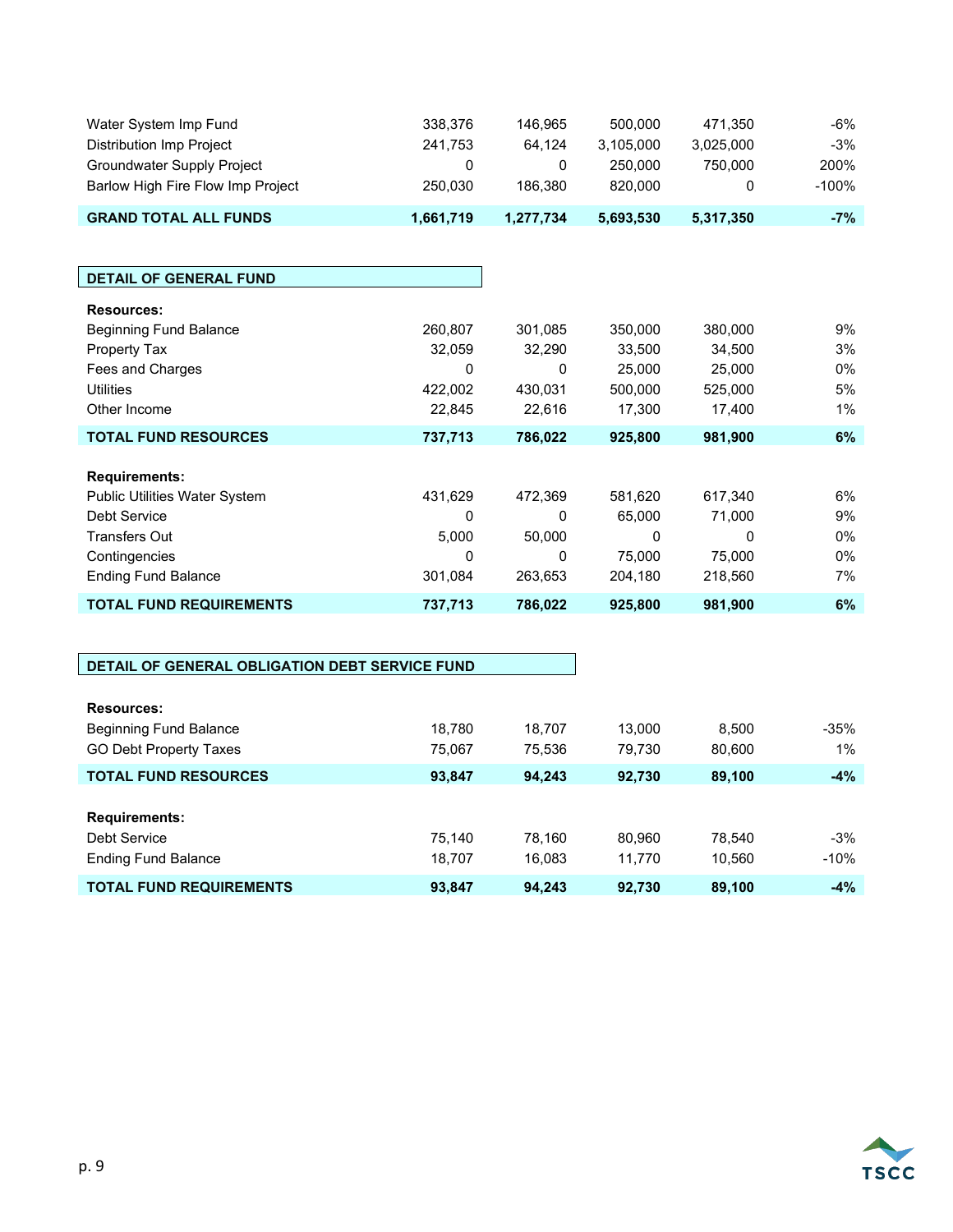| | | | | | |
|---|---|---|---|---|---|
| Water System Imp Fund | 338,376 | 146,965 | 500,000 | 471,350 | -6% |
| Distribution Imp Project | 241,753 | 64,124 | 3,105,000 | 3,025,000 | -3% |
| Groundwater Supply Project | 0 | 0 | 250,000 | 750,000 | 200% |
| Barlow High Fire Flow Imp Project | 250,030 | 186,380 | 820,000 | 0 | -100% |
| **GRAND TOTAL ALL FUNDS** | **1,661,719** | **1,277,734** | **5,693,530** | **5,317,350** | **-7%** |

## DETAIL OF GENERAL FUND

| | | | | | |
|---|---|---|---|---|---|
| **Resources:** | | | | | |
| Beginning Fund Balance | 260,807 | 301,085 | 350,000 | 380,000 | 9% |
| Property Tax | 32,059 | 32,290 | 33,500 | 34,500 | 3% |
| Fees and Charges | 0 | 0 | 25,000 | 25,000 | 0% |
| Utilities | 422,002 | 430,031 | 500,000 | 525,000 | 5% |
| Other Income | 22,845 | 22,616 | 17,300 | 17,400 | 1% |
| **TOTAL FUND RESOURCES** | **737,713** | **786,022** | **925,800** | **981,900** | **6%** |
| **Requirements:** | | | | | |
| Public Utilities Water System | 431,629 | 472,369 | 581,620 | 617,340 | 6% |
| Debt Service | 0 | 0 | 65,000 | 71,000 | 9% |
| Transfers Out | 5,000 | 50,000 | 0 | 0 | 0% |
| Contingencies | 0 | 0 | 75,000 | 75,000 | 0% |
| Ending Fund Balance | 301,084 | 263,653 | 204,180 | 218,560 | 7% |
| **TOTAL FUND REQUIREMENTS** | **737,713** | **786,022** | **925,800** | **981,900** | **6%** |

## DETAIL OF GENERAL OBLIGATION DEBT SERVICE FUND

| | | | | | |
|---|---|---|---|---|---|
| **Resources:** | | | | | |
| Beginning Fund Balance | 18,780 | 18,707 | 13,000 | 8,500 | -35% |
| GO Debt Property Taxes | 75,067 | 75,536 | 79,730 | 80,600 | 1% |
| **TOTAL FUND RESOURCES** | **93,847** | **94,243** | **92,730** | **89,100** | **-4%** |
| **Requirements:** | | | | | |
| Debt Service | 75,140 | 78,160 | 80,960 | 78,540 | -3% |
| Ending Fund Balance | 18,707 | 16,083 | 11,770 | 10,560 | -10% |
| **TOTAL FUND REQUIREMENTS** | **93,847** | **94,243** | **92,730** | **89,100** | **-4%** |